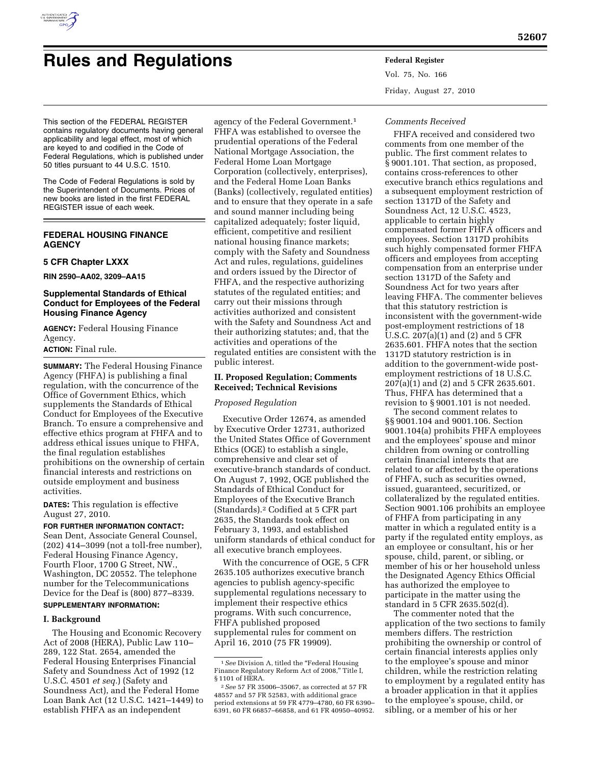# Rules and Regulations

This section of the FEDERAL REGISTER contains regulatory documents having general applicability and legal effect, most of which are keyed to and codified in the Code of Federal Regulations, which is published under 50 titles pursuant to 44 U.S.C. 1510.

The Code of Federal Regulations is sold by the Superintendent of Documents. Prices of new books are listed in the first FEDERAL REGISTER issue of each week.

## FEDERAL HOUSING FINANCE AGENCY

### 5 CFR Chapter LXXX

**RIN 2590–AA02, 3209–AA15**

### Supplemental Standards of Ethical Conduct for Employees of the Federal Housing Finance Agency

**AGENCY:** Federal Housing Finance Agency.

**ACTION:** Final rule.

**SUMMARY:** The Federal Housing Finance Agency (FHFA) is publishing a final regulation, with the concurrence of the Office of Government Ethics, which supplements the Standards of Ethical Conduct for Employees of the Executive Branch. To ensure a comprehensive and effective ethics program at FHFA and to address ethical issues unique to FHFA, the final regulation establishes prohibitions on the ownership of certain financial interests and restrictions on outside employment and business activities.

**DATES:** This regulation is effective August 27, 2010.

**FOR FURTHER INFORMATION CONTACT:** Sean Dent, Associate General Counsel, (202) 414–3099 (not a toll-free number), Federal Housing Finance Agency, Fourth Floor, 1700 G Street, NW., Washington, DC 20552. The telephone number for the Telecommunications Device for the Deaf is (800) 877–8339.

**SUPPLEMENTARY INFORMATION:**

## I. Background

The Housing and Economic Recovery Act of 2008 (HERA), Public Law 110–289, 122 Stat. 2654, amended the Federal Housing Enterprises Financial Safety and Soundness Act of 1992 (12 U.S.C. 4501 *et seq.*) (Safety and Soundness Act), and the Federal Home Loan Bank Act (12 U.S.C. 1421–1449) to establish FHFA as an independent agency of the Federal Government.[1] FHFA was established to oversee the prudential operations of the Federal National Mortgage Association, the Federal Home Loan Mortgage Corporation (collectively, enterprises), and the Federal Home Loan Banks (Banks) (collectively, regulated entities) and to ensure that they operate in a safe and sound manner including being capitalized adequately; foster liquid, efficient, competitive and resilient national housing finance markets; comply with the Safety and Soundness Act and rules, regulations, guidelines and orders issued by the Director of FHFA, and the respective authorizing statutes of the regulated entities; and carry out their missions through activities authorized and consistent with the Safety and Soundness Act and their authorizing statutes; and, that the activities and operations of the regulated entities are consistent with the public interest.

## II. Proposed Regulation; Comments Received; Technical Revisions

### *Proposed Regulation*

Executive Order 12674, as amended by Executive Order 12731, authorized the United States Office of Government Ethics (OGE) to establish a single, comprehensive and clear set of executive-branch standards of conduct. On August 7, 1992, OGE published the Standards of Ethical Conduct for Employees of the Executive Branch (Standards).[2] Codified at 5 CFR part 2635, the Standards took effect on February 3, 1993, and established uniform standards of ethical conduct for all executive branch employees.

With the concurrence of OGE, 5 CFR 2635.105 authorizes executive branch agencies to publish agency-specific supplemental regulations necessary to implement their respective ethics programs. With such concurrence, FHFA published proposed supplemental rules for comment on April 16, 2010 (75 FR 19909).

[1] *See* Division A, titled the "Federal Housing Finance Regulatory Reform Act of 2008," Title I, § 1101 of HERA.

[2] *See* 57 FR 35006–35067, as corrected at 57 FR 48557 and 57 FR 52583, with additional grace period extensions at 59 FR 4779–4780, 60 FR 6390–6391, 60 FR 66857–66858, and 61 FR 40950–40952.

### *Comments Received*

FHFA received and considered two comments from one member of the public. The first comment relates to § 9001.101. That section, as proposed, contains cross-references to other executive branch ethics regulations and a subsequent employment restriction of section 1317D of the Safety and Soundness Act, 12 U.S.C. 4523, applicable to certain highly compensated former FHFA officers and employees. Section 1317D prohibits such highly compensated former FHFA officers and employees from accepting compensation from an enterprise under section 1317D of the Safety and Soundness Act for two years after leaving FHFA. The commenter believes that this statutory restriction is inconsistent with the government-wide post-employment restrictions of 18 U.S.C. 207(a)(1) and (2) and 5 CFR 2635.601. FHFA notes that the section 1317D statutory restriction is in addition to the government-wide post-employment restrictions of 18 U.S.C. 207(a)(1) and (2) and 5 CFR 2635.601. Thus, FHFA has determined that a revision to § 9001.101 is not needed.

The second comment relates to §§ 9001.104 and 9001.106. Section 9001.104(a) prohibits FHFA employees and the employees' spouse and minor children from owning or controlling certain financial interests that are related to or affected by the operations of FHFA, such as securities owned, issued, guaranteed, securitized, or collateralized by the regulated entities. Section 9001.106 prohibits an employee of FHFA from participating in any matter in which a regulated entity is a party if the regulated entity employs, as an employee or consultant, his or her spouse, child, parent, or sibling, or member of his or her household unless the Designated Agency Ethics Official has authorized the employee to participate in the matter using the standard in 5 CFR 2635.502(d).

The commenter noted that the application of the two sections to family members differs. The restriction prohibiting the ownership or control of certain financial interests applies only to the employee's spouse and minor children, while the restriction relating to employment by a regulated entity has a broader application in that it applies to the employee's spouse, child, or sibling, or a member of his or her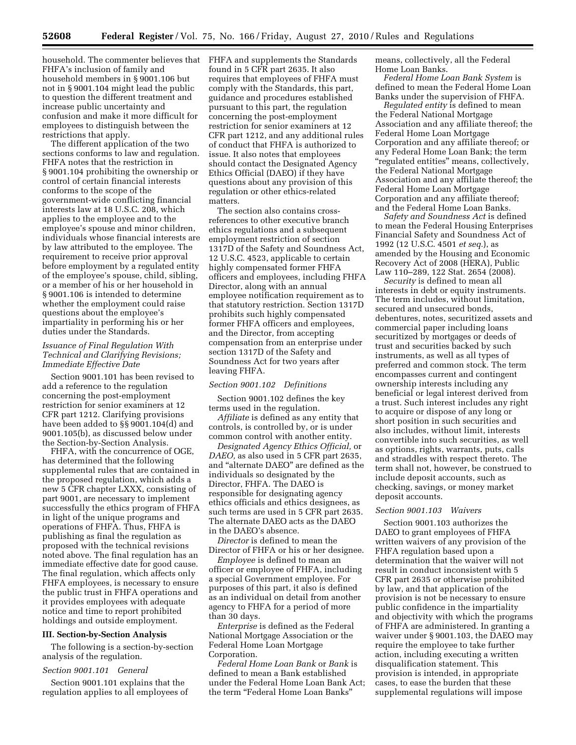household. The commenter believes that FHFA's inclusion of family and household members in § 9001.106 but not in § 9001.104 might lead the public to question the different treatment and increase public uncertainty and confusion and make it more difficult for employees to distinguish between the restrictions that apply.

The different application of the two sections conforms to law and regulation. FHFA notes that the restriction in § 9001.104 prohibiting the ownership or control of certain financial interests conforms to the scope of the government-wide conflicting financial interests law at 18 U.S.C. 208, which applies to the employee and to the employee's spouse and minor children, individuals whose financial interests are by law attributed to the employee. The requirement to receive prior approval before employment by a regulated entity of the employee's spouse, child, sibling, or a member of his or her household in § 9001.106 is intended to determine whether the employment could raise questions about the employee's impartiality in performing his or her duties under the Standards.

### *Issuance of Final Regulation With Technical and Clarifying Revisions; Immediate Effective Date*

Section 9001.101 has been revised to add a reference to the regulation concerning the post-employment restriction for senior examiners at 12 CFR part 1212. Clarifying provisions have been added to §§ 9001.104(d) and 9001.105(b), as discussed below under the Section-by-Section Analysis.

FHFA, with the concurrence of OGE, has determined that the following supplemental rules that are contained in the proposed regulation, which adds a new 5 CFR chapter LXXX, consisting of part 9001, are necessary to implement successfully the ethics program of FHFA in light of the unique programs and operations of FHFA. Thus, FHFA is publishing as final the regulation as proposed with the technical revisions noted above. The final regulation has an immediate effective date for good cause. The final regulation, which affects only FHFA employees, is necessary to ensure the public trust in FHFA operations and it provides employees with adequate notice and time to report prohibited holdings and outside employment.

## III. Section-by-Section Analysis

The following is a section-by-section analysis of the regulation.

### *Section 9001.101 General*

Section 9001.101 explains that the regulation applies to all employees of FHFA and supplements the Standards found in 5 CFR part 2635. It also requires that employees of FHFA must comply with the Standards, this part, guidance and procedures established pursuant to this part, the regulation concerning the post-employment restriction for senior examiners at 12 CFR part 1212, and any additional rules of conduct that FHFA is authorized to issue. It also notes that employees should contact the Designated Agency Ethics Official (DAEO) if they have questions about any provision of this regulation or other ethics-related matters.

The section also contains cross-references to other executive branch ethics regulations and a subsequent employment restriction of section 1317D of the Safety and Soundness Act, 12 U.S.C. 4523, applicable to certain highly compensated former FHFA officers and employees, including FHFA Director, along with an annual employee notification requirement as to that statutory restriction. Section 1317D prohibits such highly compensated former FHFA officers and employees, and the Director, from accepting compensation from an enterprise under section 1317D of the Safety and Soundness Act for two years after leaving FHFA.

### *Section 9001.102 Definitions*

Section 9001.102 defines the key terms used in the regulation.

*Affiliate* is defined as any entity that controls, is controlled by, or is under common control with another entity.

*Designated Agency Ethics Official,* or *DAEO,* as also used in 5 CFR part 2635, and "alternate DAEO" are defined as the individuals so designated by the Director, FHFA. The DAEO is responsible for designating agency ethics officials and ethics designees, as such terms are used in 5 CFR part 2635. The alternate DAEO acts as the DAEO in the DAEO's absence.

*Director* is defined to mean the Director of FHFA or his or her designee.

*Employee* is defined to mean an officer or employee of FHFA, including a special Government employee. For purposes of this part, it also is defined as an individual on detail from another agency to FHFA for a period of more than 30 days.

*Enterprise* is defined as the Federal National Mortgage Association or the Federal Home Loan Mortgage Corporation.

*Federal Home Loan Bank* or *Bank* is defined to mean a Bank established under the Federal Home Loan Bank Act; the term "Federal Home Loan Banks" means, collectively, all the Federal Home Loan Banks.

*Federal Home Loan Bank System* is defined to mean the Federal Home Loan Banks under the supervision of FHFA.

*Regulated entity* is defined to mean the Federal National Mortgage Association and any affiliate thereof; the Federal Home Loan Mortgage Corporation and any affiliate thereof; or any Federal Home Loan Bank; the term "regulated entities" means, collectively, the Federal National Mortgage Association and any affiliate thereof; the Federal Home Loan Mortgage Corporation and any affiliate thereof; and the Federal Home Loan Banks.

*Safety and Soundness Act* is defined to mean the Federal Housing Enterprises Financial Safety and Soundness Act of 1992 (12 U.S.C. 4501 *et seq.*), as amended by the Housing and Economic Recovery Act of 2008 (HERA), Public Law 110–289, 122 Stat. 2654 (2008).

*Security* is defined to mean all interests in debt or equity instruments. The term includes, without limitation, secured and unsecured bonds, debentures, notes, securitized assets and commercial paper including loans securitized by mortgages or deeds of trust and securities backed by such instruments, as well as all types of preferred and common stock. The term encompasses current and contingent ownership interests including any beneficial or legal interest derived from a trust. Such interest includes any right to acquire or dispose of any long or short position in such securities and also includes, without limit, interests convertible into such securities, as well as options, rights, warrants, puts, calls and straddles with respect thereto. The term shall not, however, be construed to include deposit accounts, such as checking, savings, or money market deposit accounts.

### *Section 9001.103 Waivers*

Section 9001.103 authorizes the DAEO to grant employees of FHFA written waivers of any provision of the FHFA regulation based upon a determination that the waiver will not result in conduct inconsistent with 5 CFR part 2635 or otherwise prohibited by law, and that application of the provision is not be necessary to ensure public confidence in the impartiality and objectivity with which the programs of FHFA are administered. In granting a waiver under § 9001.103, the DAEO may require the employee to take further action, including executing a written disqualification statement. This provision is intended, in appropriate cases, to ease the burden that these supplemental regulations will impose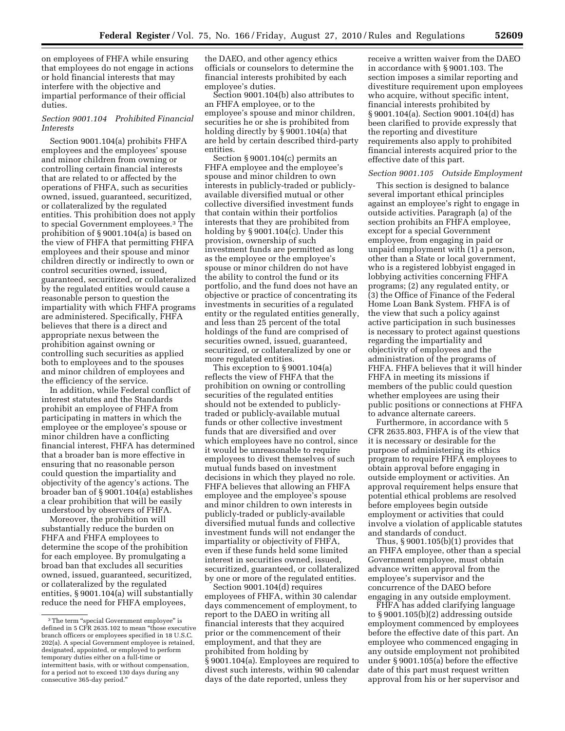on employees of FHFA while ensuring that employees do not engage in actions or hold financial interests that may interfere with the objective and impartial performance of their official duties.

*Section 9001.104 Prohibited Financial Interests*

Section 9001.104(a) prohibits FHFA employees and the employees' spouse and minor children from owning or controlling certain financial interests that are related to or affected by the operations of FHFA, such as securities owned, issued, guaranteed, securitized, or collateralized by the regulated entities. This prohibition does not apply to special Government employees.[3] The prohibition of § 9001.104(a) is based on the view of FHFA that permitting FHFA employees and their spouse and minor children directly or indirectly to own or control securities owned, issued, guaranteed, securitized, or collateralized by the regulated entities would cause a reasonable person to question the impartiality with which FHFA programs are administered. Specifically, FHFA believes that there is a direct and appropriate nexus between the prohibition against owning or controlling such securities as applied both to employees and to the spouses and minor children of employees and the efficiency of the service.

In addition, while Federal conflict of interest statutes and the Standards prohibit an employee of FHFA from participating in matters in which the employee or the employee's spouse or minor children have a conflicting financial interest, FHFA has determined that a broader ban is more effective in ensuring that no reasonable person could question the impartiality and objectivity of the agency's actions. The broader ban of § 9001.104(a) establishes a clear prohibition that will be easily understood by observers of FHFA.

Moreover, the prohibition will substantially reduce the burden on FHFA and FHFA employees to determine the scope of the prohibition for each employee. By promulgating a broad ban that excludes all securities owned, issued, guaranteed, securitized, or collateralized by the regulated entities, § 9001.104(a) will substantially reduce the need for FHFA employees, the DAEO, and other agency ethics officials or counselors to determine the financial interests prohibited by each employee's duties.

Section 9001.104(b) also attributes to an FHFA employee, or to the employee's spouse and minor children, securities he or she is prohibited from holding directly by § 9001.104(a) that are held by certain described third-party entities.

Section § 9001.104(c) permits an FHFA employee and the employee's spouse and minor children to own interests in publicly-traded or publicly-available diversified mutual or other collective diversified investment funds that contain within their portfolios interests that they are prohibited from holding by § 9001.104(c). Under this provision, ownership of such investment funds are permitted as long as the employee or the employee's spouse or minor children do not have the ability to control the fund or its portfolio, and the fund does not have an objective or practice of concentrating its investments in securities of a regulated entity or the regulated entities generally, and less than 25 percent of the total holdings of the fund are comprised of securities owned, issued, guaranteed, securitized, or collateralized by one or more regulated entities.

This exception to § 9001.104(a) reflects the view of FHFA that the prohibition on owning or controlling securities of the regulated entities should not be extended to publicly-traded or publicly-available mutual funds or other collective investment funds that are diversified and over which employees have no control, since it would be unreasonable to require employees to divest themselves of such mutual funds based on investment decisions in which they played no role. FHFA believes that allowing an FHFA employee and the employee's spouse and minor children to own interests in publicly-traded or publicly-available diversified mutual funds and collective investment funds will not endanger the impartiality or objectivity of FHFA, even if these funds held some limited interest in securities owned, issued, securitized, guaranteed, or collateralized by one or more of the regulated entities.

Section 9001.104(d) requires employees of FHFA, within 30 calendar days commencement of employment, to report to the DAEO in writing all financial interests that they acquired prior or the commencement of their employment, and that they are prohibited from holding by § 9001.104(a). Employees are required to divest such interests, within 90 calendar days of the date reported, unless they receive a written waiver from the DAEO in accordance with § 9001.103. The section imposes a similar reporting and divestiture requirement upon employees who acquire, without specific intent, financial interests prohibited by § 9001.104(a). Section 9001.104(d) has been clarified to provide expressly that the reporting and divestiture requirements also apply to prohibited financial interests acquired prior to the effective date of this part.

*Section 9001.105 Outside Employment*

This section is designed to balance several important ethical principles against an employee's right to engage in outside activities. Paragraph (a) of the section prohibits an FHFA employee, except for a special Government employee, from engaging in paid or unpaid employment with (1) a person, other than a State or local government, who is a registered lobbyist engaged in lobbying activities concerning FHFA programs; (2) any regulated entity, or (3) the Office of Finance of the Federal Home Loan Bank System. FHFA is of the view that such a policy against active participation in such businesses is necessary to protect against questions regarding the impartiality and objectivity of employees and the administration of the programs of FHFA. FHFA believes that it will hinder FHFA in meeting its missions if members of the public could question whether employees are using their public positions or connections at FHFA to advance alternate careers.

Furthermore, in accordance with 5 CFR 2635.803, FHFA is of the view that it is necessary or desirable for the purpose of administering its ethics program to require FHFA employees to obtain approval before engaging in outside employment or activities. An approval requirement helps ensure that potential ethical problems are resolved before employees begin outside employment or activities that could involve a violation of applicable statutes and standards of conduct.

Thus, § 9001.105(b)(1) provides that an FHFA employee, other than a special Government employee, must obtain advance written approval from the employee's supervisor and the concurrence of the DAEO before engaging in any outside employment.

FHFA has added clarifying language to § 9001.105(b)(2) addressing outside employment commenced by employees before the effective date of this part. An employee who commenced engaging in any outside employment not prohibited under § 9001.105(a) before the effective date of this part must request written approval from his or her supervisor and

---

[3] The term "special Government employee" is defined in 5 CFR 2635.102 to mean "those executive branch officers or employees specified in 18 U.S.C. 202(a). A special Government employee is retained, designated, appointed, or employed to perform temporary duties either on a full-time or intermittent basis, with or without compensation, for a period not to exceed 130 days during any consecutive 365-day period."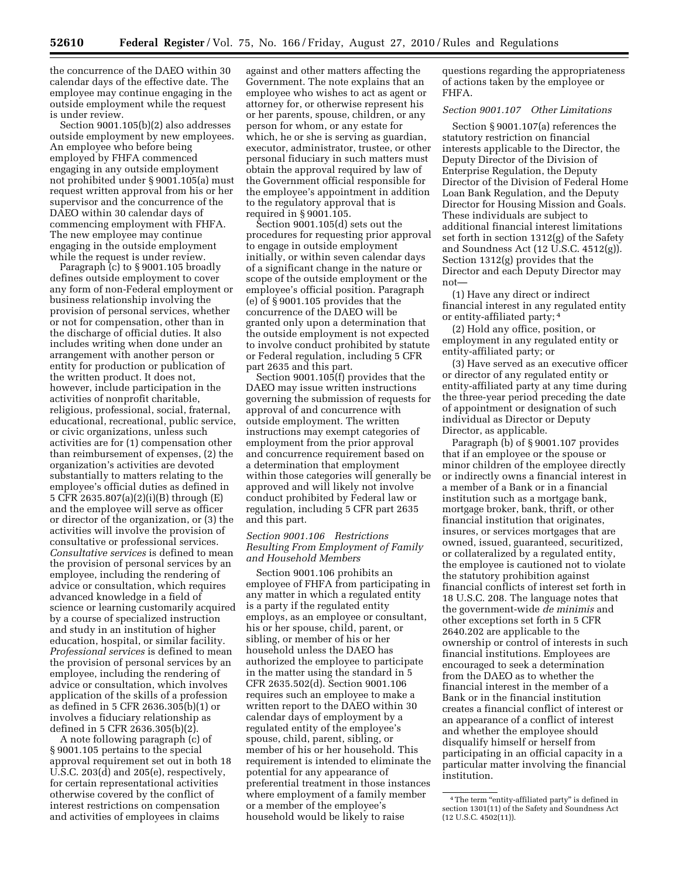the concurrence of the DAEO within 30 calendar days of the effective date. The employee may continue engaging in the outside employment while the request is under review.

Section 9001.105(b)(2) also addresses outside employment by new employees. An employee who before being employed by FHFA commenced engaging in any outside employment not prohibited under § 9001.105(a) must request written approval from his or her supervisor and the concurrence of the DAEO within 30 calendar days of commencing employment with FHFA. The new employee may continue engaging in the outside employment while the request is under review.

Paragraph (c) to § 9001.105 broadly defines outside employment to cover any form of non-Federal employment or business relationship involving the provision of personal services, whether or not for compensation, other than in the discharge of official duties. It also includes writing when done under an arrangement with another person or entity for production or publication of the written product. It does not, however, include participation in the activities of nonprofit charitable, religious, professional, social, fraternal, educational, recreational, public service, or civic organizations, unless such activities are for (1) compensation other than reimbursement of expenses, (2) the organization's activities are devoted substantially to matters relating to the employee's official duties as defined in 5 CFR 2635.807(a)(2)(i)(B) through (E) and the employee will serve as officer or director of the organization, or (3) the activities will involve the provision of consultative or professional services. *Consultative services* is defined to mean the provision of personal services by an employee, including the rendering of advice or consultation, which requires advanced knowledge in a field of science or learning customarily acquired by a course of specialized instruction and study in an institution of higher education, hospital, or similar facility. *Professional services* is defined to mean the provision of personal services by an employee, including the rendering of advice or consultation, which involves application of the skills of a profession as defined in 5 CFR 2636.305(b)(1) or involves a fiduciary relationship as defined in 5 CFR 2636.305(b)(2).

A note following paragraph (c) of § 9001.105 pertains to the special approval requirement set out in both 18 U.S.C. 203(d) and 205(e), respectively, for certain representational activities otherwise covered by the conflict of interest restrictions on compensation and activities of employees in claims against and other matters affecting the Government. The note explains that an employee who wishes to act as agent or attorney for, or otherwise represent his or her parents, spouse, children, or any person for whom, or any estate for which, he or she is serving as guardian, executor, administrator, trustee, or other personal fiduciary in such matters must obtain the approval required by law of the Government official responsible for the employee's appointment in addition to the regulatory approval that is required in § 9001.105.

Section 9001.105(d) sets out the procedures for requesting prior approval to engage in outside employment initially, or within seven calendar days of a significant change in the nature or scope of the outside employment or the employee's official position. Paragraph (e) of § 9001.105 provides that the concurrence of the DAEO will be granted only upon a determination that the outside employment is not expected to involve conduct prohibited by statute or Federal regulation, including 5 CFR part 2635 and this part.

Section 9001.105(f) provides that the DAEO may issue written instructions governing the submission of requests for approval of and concurrence with outside employment. The written instructions may exempt categories of employment from the prior approval and concurrence requirement based on a determination that employment within those categories will generally be approved and will likely not involve conduct prohibited by Federal law or regulation, including 5 CFR part 2635 and this part.

*Section 9001.106 Restrictions Resulting From Employment of Family and Household Members*

Section 9001.106 prohibits an employee of FHFA from participating in any matter in which a regulated entity is a party if the regulated entity employs, as an employee or consultant, his or her spouse, child, parent, or sibling, or member of his or her household unless the DAEO has authorized the employee to participate in the matter using the standard in 5 CFR 2635.502(d). Section 9001.106 requires such an employee to make a written report to the DAEO within 30 calendar days of employment by a regulated entity of the employee's spouse, child, parent, sibling, or member of his or her household. This requirement is intended to eliminate the potential for any appearance of preferential treatment in those instances where employment of a family member or a member of the employee's household would be likely to raise questions regarding the appropriateness of actions taken by the employee or FHFA.

*Section 9001.107 Other Limitations*

Section § 9001.107(a) references the statutory restriction on financial interests applicable to the Director, the Deputy Director of the Division of Enterprise Regulation, the Deputy Director of the Division of Federal Home Loan Bank Regulation, and the Deputy Director for Housing Mission and Goals. These individuals are subject to additional financial interest limitations set forth in section 1312(g) of the Safety and Soundness Act (12 U.S.C. 4512(g)). Section 1312(g) provides that the Director and each Deputy Director may not—

(1) Have any direct or indirect financial interest in any regulated entity or entity-affiliated party; [4]

(2) Hold any office, position, or employment in any regulated entity or entity-affiliated party; or

(3) Have served as an executive officer or director of any regulated entity or entity-affiliated party at any time during the three-year period preceding the date of appointment or designation of such individual as Director or Deputy Director, as applicable.

Paragraph (b) of § 9001.107 provides that if an employee or the spouse or minor children of the employee directly or indirectly owns a financial interest in a member of a Bank or in a financial institution such as a mortgage bank, mortgage broker, bank, thrift, or other financial institution that originates, insures, or services mortgages that are owned, issued, guaranteed, securitized, or collateralized by a regulated entity, the employee is cautioned not to violate the statutory prohibition against financial conflicts of interest set forth in 18 U.S.C. 208. The language notes that the government-wide *de minimis* and other exceptions set forth in 5 CFR 2640.202 are applicable to the ownership or control of interests in such financial institutions. Employees are encouraged to seek a determination from the DAEO as to whether the financial interest in the member of a Bank or in the financial institution creates a financial conflict of interest or an appearance of a conflict of interest and whether the employee should disqualify himself or herself from participating in an official capacity in a particular matter involving the financial institution.

[4] The term "entity-affiliated party" is defined in section 1301(11) of the Safety and Soundness Act (12 U.S.C. 4502(11)).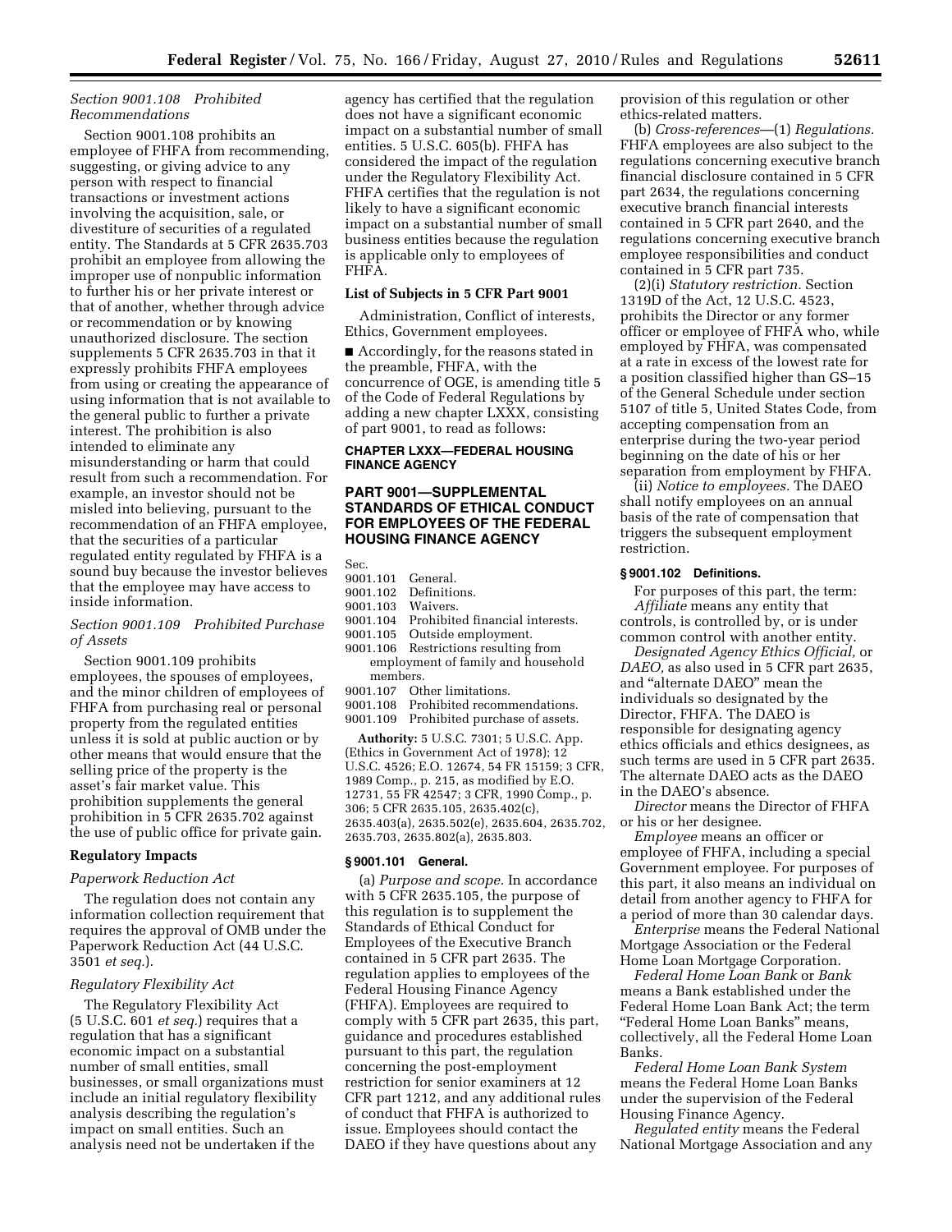*Section 9001.108 Prohibited Recommendations*

Section 9001.108 prohibits an employee of FHFA from recommending, suggesting, or giving advice to any person with respect to financial transactions or investment actions involving the acquisition, sale, or divestiture of securities of a regulated entity. The Standards at 5 CFR 2635.703 prohibit an employee from allowing the improper use of nonpublic information to further his or her private interest or that of another, whether through advice or recommendation or by knowing unauthorized disclosure. The section supplements 5 CFR 2635.703 in that it expressly prohibits FHFA employees from using or creating the appearance of using information that is not available to the general public to further a private interest. The prohibition is also intended to eliminate any misunderstanding or harm that could result from such a recommendation. For example, an investor should not be misled into believing, pursuant to the recommendation of an FHFA employee, that the securities of a particular regulated entity regulated by FHFA is a sound buy because the investor believes that the employee may have access to inside information.

*Section 9001.109 Prohibited Purchase of Assets*

Section 9001.109 prohibits employees, the spouses of employees, and the minor children of employees of FHFA from purchasing real or personal property from the regulated entities unless it is sold at public auction or by other means that would ensure that the selling price of the property is the asset's fair market value. This prohibition supplements the general prohibition in 5 CFR 2635.702 against the use of public office for private gain.

**Regulatory Impacts**

*Paperwork Reduction Act*

The regulation does not contain any information collection requirement that requires the approval of OMB under the Paperwork Reduction Act (44 U.S.C. 3501 *et seq.*).

*Regulatory Flexibility Act*

The Regulatory Flexibility Act (5 U.S.C. 601 *et seq.*) requires that a regulation that has a significant economic impact on a substantial number of small entities, small businesses, or small organizations must include an initial regulatory flexibility analysis describing the regulation's impact on small entities. Such an analysis need not be undertaken if the agency has certified that the regulation does not have a significant economic impact on a substantial number of small entities. 5 U.S.C. 605(b). FHFA has considered the impact of the regulation under the Regulatory Flexibility Act. FHFA certifies that the regulation is not likely to have a significant economic impact on a substantial number of small business entities because the regulation is applicable only to employees of FHFA.

**List of Subjects in 5 CFR Part 9001**

Administration, Conflict of interests, Ethics, Government employees.

■ Accordingly, for the reasons stated in the preamble, FHFA, with the concurrence of OGE, is amending title 5 of the Code of Federal Regulations by adding a new chapter LXXX, consisting of part 9001, to read as follows:

**CHAPTER LXXX—FEDERAL HOUSING FINANCE AGENCY**

## PART 9001—SUPPLEMENTAL STANDARDS OF ETHICAL CONDUCT FOR EMPLOYEES OF THE FEDERAL HOUSING FINANCE AGENCY

Sec.
9001.101 General.
9001.102 Definitions.
9001.103 Waivers.
9001.104 Prohibited financial interests.
9001.105 Outside employment.
9001.106 Restrictions resulting from employment of family and household members.
9001.107 Other limitations.
9001.108 Prohibited recommendations.
9001.109 Prohibited purchase of assets.

**Authority:** 5 U.S.C. 7301; 5 U.S.C. App. (Ethics in Government Act of 1978); 12 U.S.C. 4526; E.O. 12674, 54 FR 15159; 3 CFR, 1989 Comp., p. 215, as modified by E.O. 12731, 55 FR 42547; 3 CFR, 1990 Comp., p. 306; 5 CFR 2635.105, 2635.402(c), 2635.403(a), 2635.502(e), 2635.604, 2635.702, 2635.703, 2635.802(a), 2635.803.

### § 9001.101 General.

(a) *Purpose and scope.* In accordance with 5 CFR 2635.105, the purpose of this regulation is to supplement the Standards of Ethical Conduct for Employees of the Executive Branch contained in 5 CFR part 2635. The regulation applies to employees of the Federal Housing Finance Agency (FHFA). Employees are required to comply with 5 CFR part 2635, this part, guidance and procedures established pursuant to this part, the regulation concerning the post-employment restriction for senior examiners at 12 CFR part 1212, and any additional rules of conduct that FHFA is authorized to issue. Employees should contact the DAEO if they have questions about any provision of this regulation or other ethics-related matters.

(b) *Cross-references*—(1) *Regulations.* FHFA employees are also subject to the regulations concerning executive branch financial disclosure contained in 5 CFR part 2634, the regulations concerning executive branch financial interests contained in 5 CFR part 2640, and the regulations concerning executive branch employee responsibilities and conduct contained in 5 CFR part 735.

(2)(i) *Statutory restriction.* Section 1319D of the Act, 12 U.S.C. 4523, prohibits the Director or any former officer or employee of FHFA who, while employed by FHFA, was compensated at a rate in excess of the lowest rate for a position classified higher than GS–15 of the General Schedule under section 5107 of title 5, United States Code, from accepting compensation from an enterprise during the two-year period beginning on the date of his or her separation from employment by FHFA.

(ii) *Notice to employees.* The DAEO shall notify employees on an annual basis of the rate of compensation that triggers the subsequent employment restriction.

### § 9001.102 Definitions.

For purposes of this part, the term:

*Affiliate* means any entity that controls, is controlled by, or is under common control with another entity.

*Designated Agency Ethics Official,* or *DAEO,* as also used in 5 CFR part 2635, and "alternate DAEO" mean the individuals so designated by the Director, FHFA. The DAEO is responsible for designating agency ethics officials and ethics designees, as such terms are used in 5 CFR part 2635. The alternate DAEO acts as the DAEO in the DAEO's absence.

*Director* means the Director of FHFA or his or her designee.

*Employee* means an officer or employee of FHFA, including a special Government employee. For purposes of this part, it also means an individual on detail from another agency to FHFA for a period of more than 30 calendar days.

*Enterprise* means the Federal National Mortgage Association or the Federal Home Loan Mortgage Corporation.

*Federal Home Loan Bank* or *Bank* means a Bank established under the Federal Home Loan Bank Act; the term "Federal Home Loan Banks" means, collectively, all the Federal Home Loan Banks.

*Federal Home Loan Bank System* means the Federal Home Loan Banks under the supervision of the Federal Housing Finance Agency.

*Regulated entity* means the Federal National Mortgage Association and any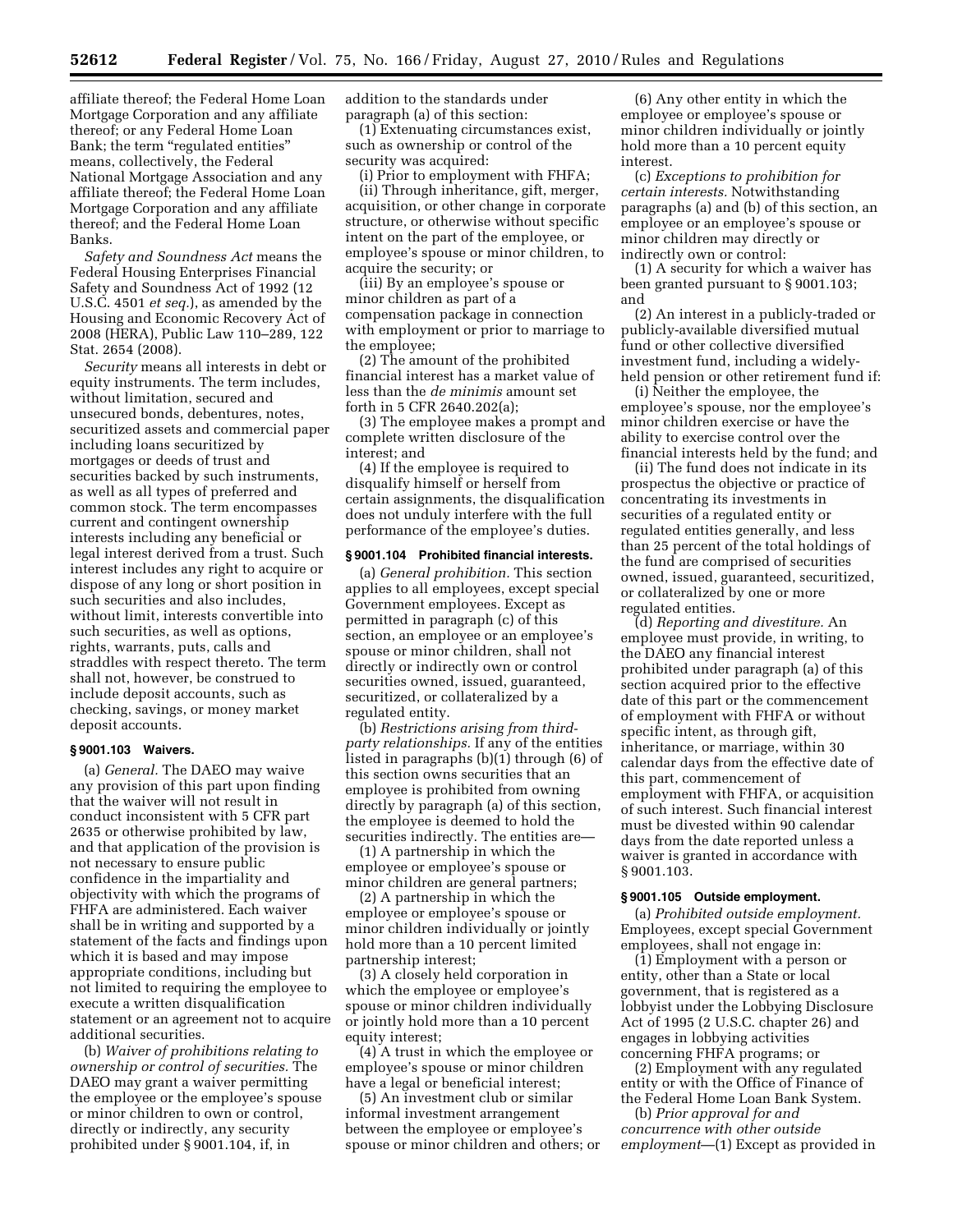affiliate thereof; the Federal Home Loan Mortgage Corporation and any affiliate thereof; or any Federal Home Loan Bank; the term "regulated entities" means, collectively, the Federal National Mortgage Association and any affiliate thereof; the Federal Home Loan Mortgage Corporation and any affiliate thereof; and the Federal Home Loan Banks.

*Safety and Soundness Act* means the Federal Housing Enterprises Financial Safety and Soundness Act of 1992 (12 U.S.C. 4501 *et seq.*), as amended by the Housing and Economic Recovery Act of 2008 (HERA), Public Law 110–289, 122 Stat. 2654 (2008).

*Security* means all interests in debt or equity instruments. The term includes, without limitation, secured and unsecured bonds, debentures, notes, securitized assets and commercial paper including loans securitized by mortgages or deeds of trust and securities backed by such instruments, as well as all types of preferred and common stock. The term encompasses current and contingent ownership interests including any beneficial or legal interest derived from a trust. Such interest includes any right to acquire or dispose of any long or short position in such securities and also includes, without limit, interests convertible into such securities, as well as options, rights, warrants, puts, calls and straddles with respect thereto. The term shall not, however, be construed to include deposit accounts, such as checking, savings, or money market deposit accounts.

### § 9001.103 Waivers.

(a) *General.* The DAEO may waive any provision of this part upon finding that the waiver will not result in conduct inconsistent with 5 CFR part 2635 or otherwise prohibited by law, and that application of the provision is not necessary to ensure public confidence in the impartiality and objectivity with which the programs of FHFA are administered. Each waiver shall be in writing and supported by a statement of the facts and findings upon which it is based and may impose appropriate conditions, including but not limited to requiring the employee to execute a written disqualification statement or an agreement not to acquire additional securities.

(b) *Waiver of prohibitions relating to ownership or control of securities.* The DAEO may grant a waiver permitting the employee or the employee's spouse or minor children to own or control, directly or indirectly, any security prohibited under § 9001.104, if, in addition to the standards under paragraph (a) of this section:

(1) Extenuating circumstances exist, such as ownership or control of the security was acquired:

(i) Prior to employment with FHFA;

(ii) Through inheritance, gift, merger, acquisition, or other change in corporate structure, or otherwise without specific intent on the part of the employee, or employee's spouse or minor children, to acquire the security; or

(iii) By an employee's spouse or minor children as part of a compensation package in connection with employment or prior to marriage to the employee;

(2) The amount of the prohibited financial interest has a market value of less than the *de minimis* amount set forth in 5 CFR 2640.202(a);

(3) The employee makes a prompt and complete written disclosure of the interest; and

(4) If the employee is required to disqualify himself or herself from certain assignments, the disqualification does not unduly interfere with the full performance of the employee's duties.

### § 9001.104 Prohibited financial interests.

(a) *General prohibition.* This section applies to all employees, except special Government employees. Except as permitted in paragraph (c) of this section, an employee or an employee's spouse or minor children, shall not directly or indirectly own or control securities owned, issued, guaranteed, securitized, or collateralized by a regulated entity.

(b) *Restrictions arising from third-party relationships.* If any of the entities listed in paragraphs (b)(1) through (6) of this section owns securities that an employee is prohibited from owning directly by paragraph (a) of this section, the employee is deemed to hold the securities indirectly. The entities are—

(1) A partnership in which the employee or employee's spouse or minor children are general partners;

(2) A partnership in which the employee or employee's spouse or minor children individually or jointly hold more than a 10 percent limited partnership interest;

(3) A closely held corporation in which the employee or employee's spouse or minor children individually or jointly hold more than a 10 percent equity interest;

(4) A trust in which the employee or employee's spouse or minor children have a legal or beneficial interest;

(5) An investment club or similar informal investment arrangement between the employee or employee's spouse or minor children and others; or

(6) Any other entity in which the employee or employee's spouse or minor children individually or jointly hold more than a 10 percent equity interest.

(c) *Exceptions to prohibition for certain interests.* Notwithstanding paragraphs (a) and (b) of this section, an employee or an employee's spouse or minor children may directly or indirectly own or control:

(1) A security for which a waiver has been granted pursuant to § 9001.103; and

(2) An interest in a publicly-traded or publicly-available diversified mutual fund or other collective diversified investment fund, including a widely-held pension or other retirement fund if:

(i) Neither the employee, the employee's spouse, nor the employee's minor children exercise or have the ability to exercise control over the financial interests held by the fund; and

(ii) The fund does not indicate in its prospectus the objective or practice of concentrating its investments in securities of a regulated entity or regulated entities generally, and less than 25 percent of the total holdings of the fund are comprised of securities owned, issued, guaranteed, securitized, or collateralized by one or more regulated entities.

(d) *Reporting and divestiture.* An employee must provide, in writing, to the DAEO any financial interest prohibited under paragraph (a) of this section acquired prior to the effective date of this part or the commencement of employment with FHFA or without specific intent, as through gift, inheritance, or marriage, within 30 calendar days from the effective date of this part, commencement of employment with FHFA, or acquisition of such interest. Such financial interest must be divested within 90 calendar days from the date reported unless a waiver is granted in accordance with § 9001.103.

### § 9001.105 Outside employment.

(a) *Prohibited outside employment.* Employees, except special Government employees, shall not engage in:

(1) Employment with a person or entity, other than a State or local government, that is registered as a lobbyist under the Lobbying Disclosure Act of 1995 (2 U.S.C. chapter 26) and engages in lobbying activities concerning FHFA programs; or

(2) Employment with any regulated entity or with the Office of Finance of the Federal Home Loan Bank System.

(b) *Prior approval for and concurrence with other outside employment*—(1) Except as provided in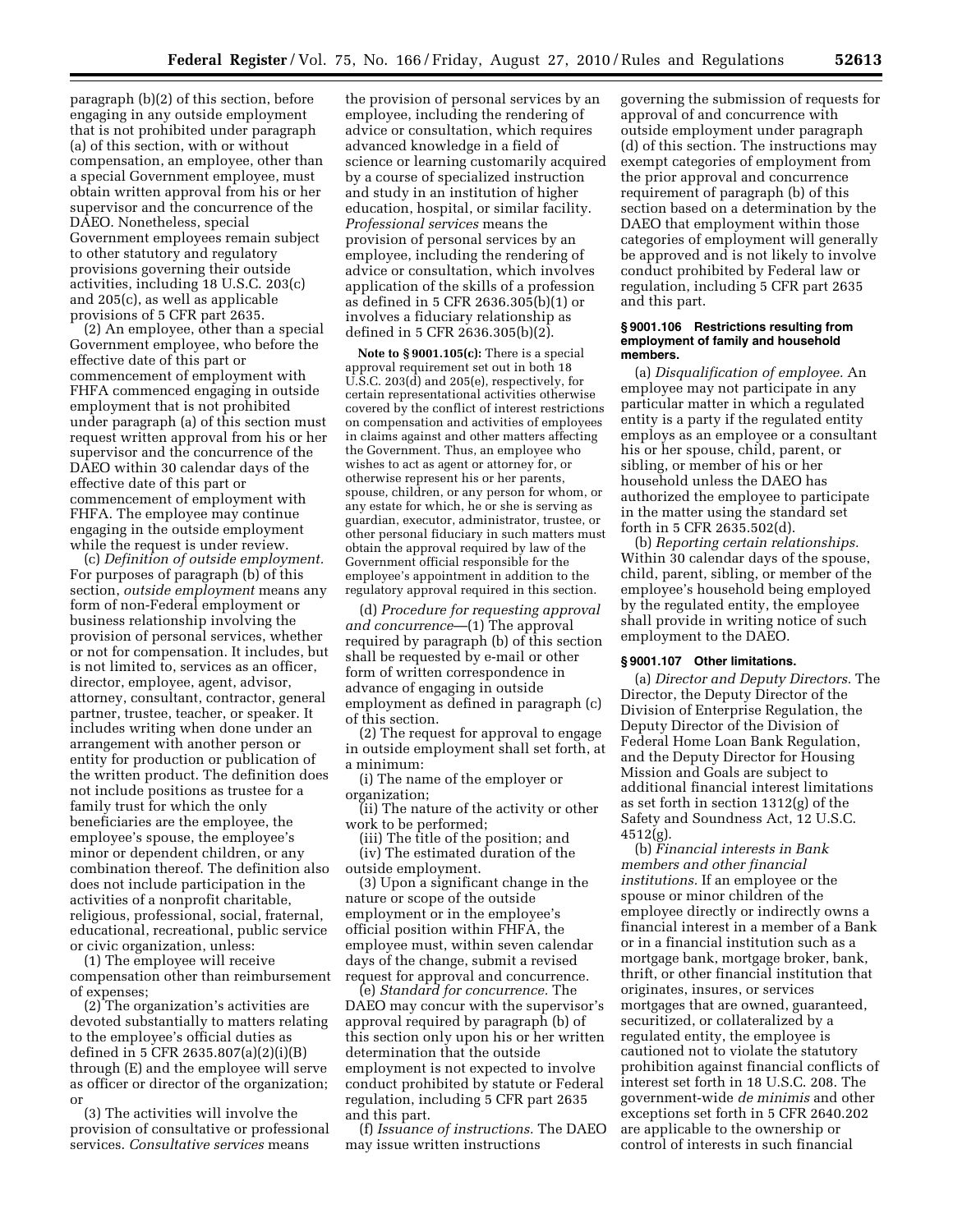paragraph (b)(2) of this section, before engaging in any outside employment that is not prohibited under paragraph (a) of this section, with or without compensation, an employee, other than a special Government employee, must obtain written approval from his or her supervisor and the concurrence of the DAEO. Nonetheless, special Government employees remain subject to other statutory and regulatory provisions governing their outside activities, including 18 U.S.C. 203(c) and 205(c), as well as applicable provisions of 5 CFR part 2635.

(2) An employee, other than a special Government employee, who before the effective date of this part or commencement of employment with FHFA commenced engaging in outside employment that is not prohibited under paragraph (a) of this section must request written approval from his or her supervisor and the concurrence of the DAEO within 30 calendar days of the effective date of this part or commencement of employment with FHFA. The employee may continue engaging in the outside employment while the request is under review.

(c) *Definition of outside employment.* For purposes of paragraph (b) of this section, *outside employment* means any form of non-Federal employment or business relationship involving the provision of personal services, whether or not for compensation. It includes, but is not limited to, services as an officer, director, employee, agent, advisor, attorney, consultant, contractor, general partner, trustee, teacher, or speaker. It includes writing when done under an arrangement with another person or entity for production or publication of the written product. The definition does not include positions as trustee for a family trust for which the only beneficiaries are the employee, the employee's spouse, the employee's minor or dependent children, or any combination thereof. The definition also does not include participation in the activities of a nonprofit charitable, religious, professional, social, fraternal, educational, recreational, public service or civic organization, unless:

(1) The employee will receive compensation other than reimbursement of expenses;

(2) The organization's activities are devoted substantially to matters relating to the employee's official duties as defined in 5 CFR 2635.807(a)(2)(i)(B) through (E) and the employee will serve as officer or director of the organization; or

(3) The activities will involve the provision of consultative or professional services. *Consultative services* means the provision of personal services by an employee, including the rendering of advice or consultation, which requires advanced knowledge in a field of science or learning customarily acquired by a course of specialized instruction and study in an institution of higher education, hospital, or similar facility. *Professional services* means the provision of personal services by an employee, including the rendering of advice or consultation, which involves application of the skills of a profession as defined in 5 CFR 2636.305(b)(1) or involves a fiduciary relationship as defined in 5 CFR 2636.305(b)(2).

**Note to § 9001.105(c):** There is a special approval requirement set out in both 18 U.S.C. 203(d) and 205(e), respectively, for certain representational activities otherwise covered by the conflict of interest restrictions on compensation and activities of employees in claims against and other matters affecting the Government. Thus, an employee who wishes to act as agent or attorney for, or otherwise represent his or her parents, spouse, children, or any person for whom, or any estate for which, he or she is serving as guardian, executor, administrator, trustee, or other personal fiduciary in such matters must obtain the approval required by law of the Government official responsible for the employee's appointment in addition to the regulatory approval required in this section.

(d) *Procedure for requesting approval and concurrence*—(1) The approval required by paragraph (b) of this section shall be requested by e-mail or other form of written correspondence in advance of engaging in outside employment as defined in paragraph (c) of this section.

(2) The request for approval to engage in outside employment shall set forth, at a minimum:

(i) The name of the employer or organization;

(ii) The nature of the activity or other work to be performed;

(iii) The title of the position; and

(iv) The estimated duration of the outside employment.

(3) Upon a significant change in the nature or scope of the outside employment or in the employee's official position within FHFA, the employee must, within seven calendar days of the change, submit a revised request for approval and concurrence.

(e) *Standard for concurrence.* The DAEO may concur with the supervisor's approval required by paragraph (b) of this section only upon his or her written determination that the outside employment is not expected to involve conduct prohibited by statute or Federal regulation, including 5 CFR part 2635 and this part.

(f) *Issuance of instructions.* The DAEO may issue written instructions governing the submission of requests for approval of and concurrence with outside employment under paragraph (d) of this section. The instructions may exempt categories of employment from the prior approval and concurrence requirement of paragraph (b) of this section based on a determination by the DAEO that employment within those categories of employment will generally be approved and is not likely to involve conduct prohibited by Federal law or regulation, including 5 CFR part 2635 and this part.

### § 9001.106 Restrictions resulting from employment of family and household members.

(a) *Disqualification of employee.* An employee may not participate in any particular matter in which a regulated entity is a party if the regulated entity employs as an employee or a consultant his or her spouse, child, parent, or sibling, or member of his or her household unless the DAEO has authorized the employee to participate in the matter using the standard set forth in 5 CFR 2635.502(d).

(b) *Reporting certain relationships.* Within 30 calendar days of the spouse, child, parent, sibling, or member of the employee's household being employed by the regulated entity, the employee shall provide in writing notice of such employment to the DAEO.

### § 9001.107 Other limitations.

(a) *Director and Deputy Directors.* The Director, the Deputy Director of the Division of Enterprise Regulation, the Deputy Director of the Division of Federal Home Loan Bank Regulation, and the Deputy Director for Housing Mission and Goals are subject to additional financial interest limitations as set forth in section 1312(g) of the Safety and Soundness Act, 12 U.S.C. 4512(g).

(b) *Financial interests in Bank members and other financial institutions.* If an employee or the spouse or minor children of the employee directly or indirectly owns a financial interest in a member of a Bank or in a financial institution such as a mortgage bank, mortgage broker, bank, thrift, or other financial institution that originates, insures, or services mortgages that are owned, guaranteed, securitized, or collateralized by a regulated entity, the employee is cautioned not to violate the statutory prohibition against financial conflicts of interest set forth in 18 U.S.C. 208. The government-wide *de minimis* and other exceptions set forth in 5 CFR 2640.202 are applicable to the ownership or control of interests in such financial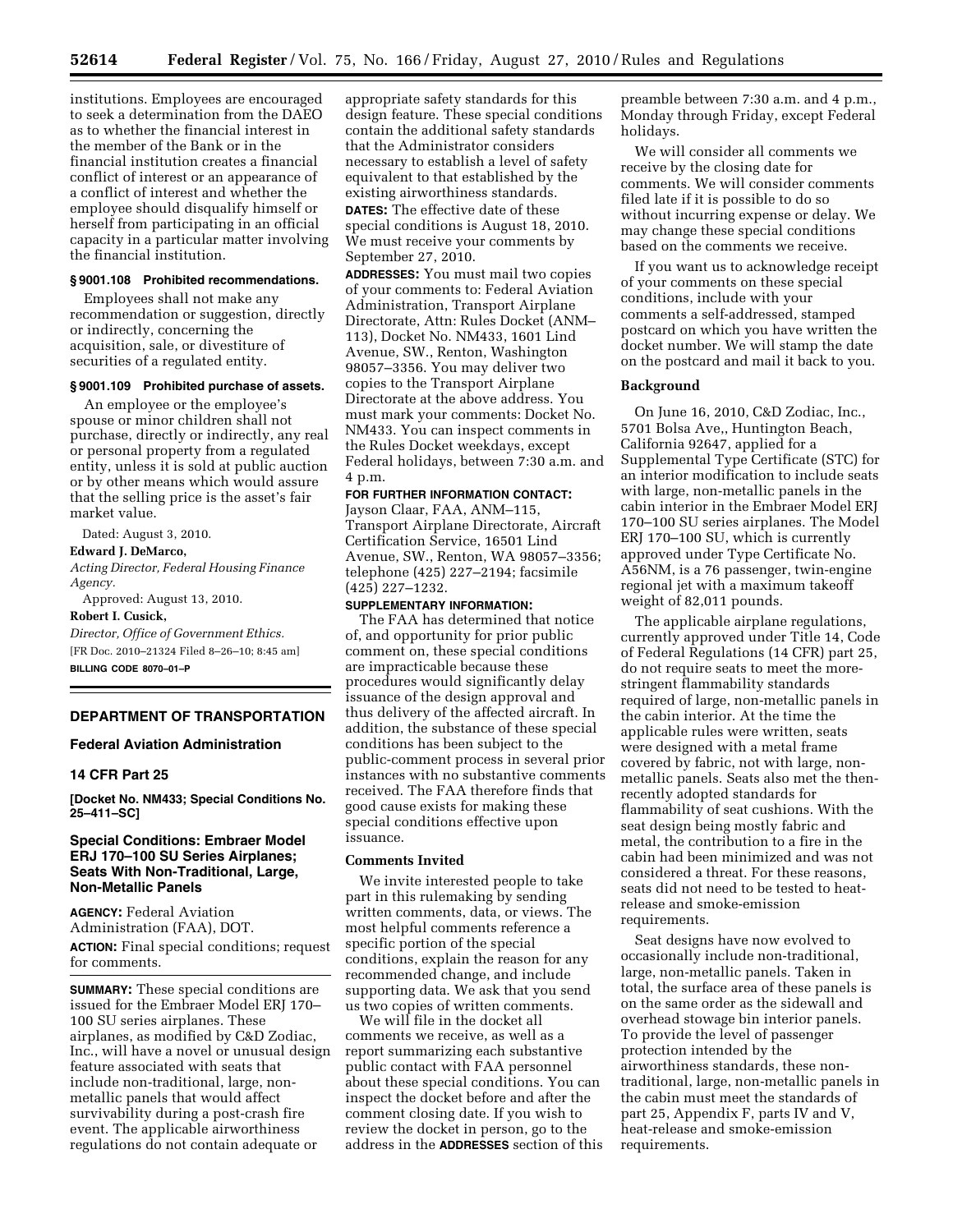institutions. Employees are encouraged to seek a determination from the DAEO as to whether the financial interest in the member of the Bank or in the financial institution creates a financial conflict of interest or an appearance of a conflict of interest and whether the employee should disqualify himself or herself from participating in an official capacity in a particular matter involving the financial institution.

**§ 9001.108 Prohibited recommendations.**

Employees shall not make any recommendation or suggestion, directly or indirectly, concerning the acquisition, sale, or divestiture of securities of a regulated entity.

**§ 9001.109 Prohibited purchase of assets.**

An employee or the employee's spouse or minor children shall not purchase, directly or indirectly, any real or personal property from a regulated entity, unless it is sold at public auction or by other means which would assure that the selling price is the asset's fair market value.

Dated: August 3, 2010.

**Edward J. DeMarco,**

*Acting Director, Federal Housing Finance Agency.*

Approved: August 13, 2010.

**Robert I. Cusick,**

*Director, Office of Government Ethics.*

[FR Doc. 2010–21324 Filed 8–26–10; 8:45 am]

**BILLING CODE 8070–01–P**

---

## DEPARTMENT OF TRANSPORTATION

### Federal Aviation Administration

### 14 CFR Part 25

**[Docket No. NM433; Special Conditions No. 25–411–SC]**

### Special Conditions: Embraer Model ERJ 170–100 SU Series Airplanes; Seats With Non-Traditional, Large, Non-Metallic Panels

**AGENCY:** Federal Aviation Administration (FAA), DOT.

**ACTION:** Final special conditions; request for comments.

**SUMMARY:** These special conditions are issued for the Embraer Model ERJ 170–100 SU series airplanes. These airplanes, as modified by C&D Zodiac, Inc., will have a novel or unusual design feature associated with seats that include non-traditional, large, non-metallic panels that would affect survivability during a post-crash fire event. The applicable airworthiness regulations do not contain adequate or appropriate safety standards for this design feature. These special conditions contain the additional safety standards that the Administrator considers necessary to establish a level of safety equivalent to that established by the existing airworthiness standards.

**DATES:** The effective date of these special conditions is August 18, 2010. We must receive your comments by September 27, 2010.

**ADDRESSES:** You must mail two copies of your comments to: Federal Aviation Administration, Transport Airplane Directorate, Attn: Rules Docket (ANM–113), Docket No. NM433, 1601 Lind Avenue, SW., Renton, Washington 98057–3356. You may deliver two copies to the Transport Airplane Directorate at the above address. You must mark your comments: Docket No. NM433. You can inspect comments in the Rules Docket weekdays, except Federal holidays, between 7:30 a.m. and 4 p.m.

**FOR FURTHER INFORMATION CONTACT:** Jayson Claar, FAA, ANM–115, Transport Airplane Directorate, Aircraft Certification Service, 16501 Lind Avenue, SW., Renton, WA 98057–3356; telephone (425) 227–2194; facsimile (425) 227–1232.

**SUPPLEMENTARY INFORMATION:**

The FAA has determined that notice of, and opportunity for prior public comment on, these special conditions are impracticable because these procedures would significantly delay issuance of the design approval and thus delivery of the affected aircraft. In addition, the substance of these special conditions has been subject to the public-comment process in several prior instances with no substantive comments received. The FAA therefore finds that good cause exists for making these special conditions effective upon issuance.

**Comments Invited**

We invite interested people to take part in this rulemaking by sending written comments, data, or views. The most helpful comments reference a specific portion of the special conditions, explain the reason for any recommended change, and include supporting data. We ask that you send us two copies of written comments.

We will file in the docket all comments we receive, as well as a report summarizing each substantive public contact with FAA personnel about these special conditions. You can inspect the docket before and after the comment closing date. If you wish to review the docket in person, go to the address in the **ADDRESSES** section of this preamble between 7:30 a.m. and 4 p.m., Monday through Friday, except Federal holidays.

We will consider all comments we receive by the closing date for comments. We will consider comments filed late if it is possible to do so without incurring expense or delay. We may change these special conditions based on the comments we receive.

If you want us to acknowledge receipt of your comments on these special conditions, include with your comments a self-addressed, stamped postcard on which you have written the docket number. We will stamp the date on the postcard and mail it back to you.

**Background**

On June 16, 2010, C&D Zodiac, Inc., 5701 Bolsa Ave,, Huntington Beach, California 92647, applied for a Supplemental Type Certificate (STC) for an interior modification to include seats with large, non-metallic panels in the cabin interior in the Embraer Model ERJ 170–100 SU series airplanes. The Model ERJ 170–100 SU, which is currently approved under Type Certificate No. A56NM, is a 76 passenger, twin-engine regional jet with a maximum takeoff weight of 82,011 pounds.

The applicable airplane regulations, currently approved under Title 14, Code of Federal Regulations (14 CFR) part 25, do not require seats to meet the more-stringent flammability standards required of large, non-metallic panels in the cabin interior. At the time the applicable rules were written, seats were designed with a metal frame covered by fabric, not with large, non-metallic panels. Seats also met the then-recently adopted standards for flammability of seat cushions. With the seat design being mostly fabric and metal, the contribution to a fire in the cabin had been minimized and was not considered a threat. For these reasons, seats did not need to be tested to heat-release and smoke-emission requirements.

Seat designs have now evolved to occasionally include non-traditional, large, non-metallic panels. Taken in total, the surface area of these panels is on the same order as the sidewall and overhead stowage bin interior panels. To provide the level of passenger protection intended by the airworthiness standards, these non-traditional, large, non-metallic panels in the cabin must meet the standards of part 25, Appendix F, parts IV and V, heat-release and smoke-emission requirements.